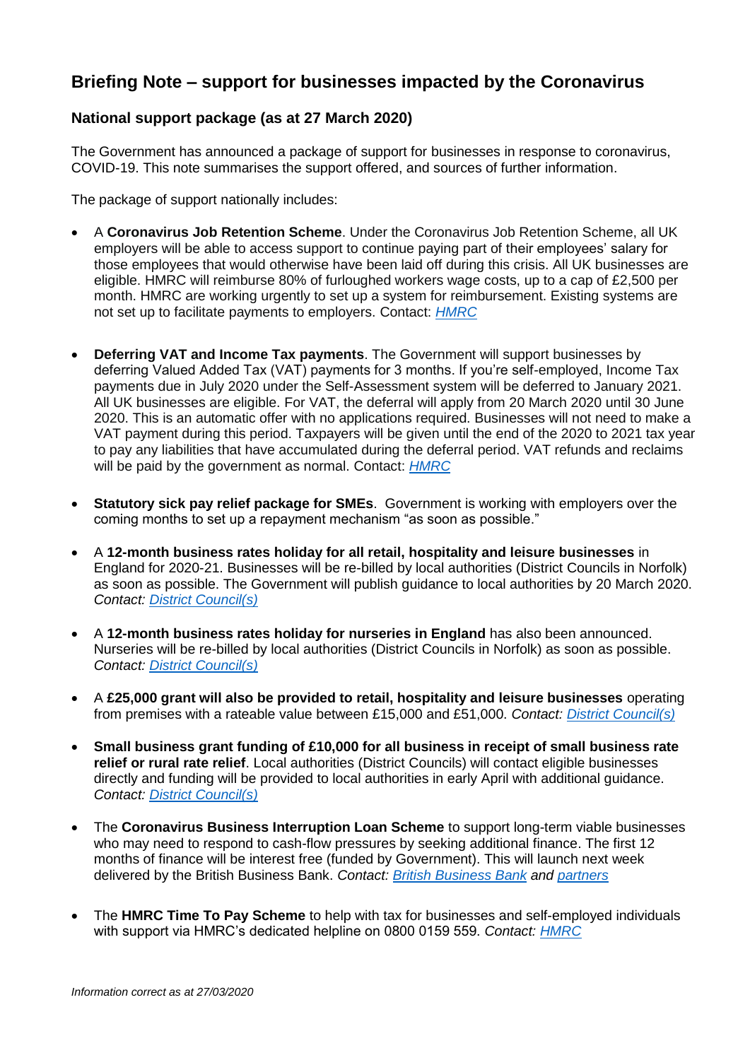# Briefing Note – support for businesses impacted by the Coronavirus

## National support package (as at 27 March 2020)

The Government has announced a package of support for businesses in response to coronavirus, COVID-19. This note summarises the support offered, and sources of further information.

The package of support nationally includes:

- A **Coronavirus Job Retention Scheme**. Under the Coronavirus Job Retention Scheme, all UK employers will be able to access support to continue paying part of their employees' salary for those employees that would otherwise have been laid off during this crisis. All UK businesses are eligible. HMRC will reimburse 80% of furloughed workers wage costs, up to a cap of £2,500 per month. HMRC are working urgently to set up a system for reimbursement. Existing systems are not set up to facilitate payments to employers. Contact: [HMRC]

- **Deferring VAT and Income Tax payments**. The Government will support businesses by deferring Valued Added Tax (VAT) payments for 3 months. If you're self-employed, Income Tax payments due in July 2020 under the Self-Assessment system will be deferred to January 2021. All UK businesses are eligible. For VAT, the deferral will apply from 20 March 2020 until 30 June 2020. This is an automatic offer with no applications required. Businesses will not need to make a VAT payment during this period. Taxpayers will be given until the end of the 2020 to 2021 tax year to pay any liabilities that have accumulated during the deferral period. VAT refunds and reclaims will be paid by the government as normal. Contact: [HMRC]

- **Statutory sick pay relief package for SMEs**. Government is working with employers over the coming months to set up a repayment mechanism "as soon as possible."

- A **12-month business rates holiday for all retail, hospitality and leisure businesses** in England for 2020-21. Businesses will be re-billed by local authorities (District Councils in Norfolk) as soon as possible. The Government will publish guidance to local authorities by 20 March 2020. *Contact: [District Council(s)]*

- A **12-month business rates holiday for nurseries in England** has also been announced. Nurseries will be re-billed by local authorities (District Councils in Norfolk) as soon as possible. *Contact: [District Council(s)]*

- A **£25,000 grant will also be provided to retail, hospitality and leisure businesses** operating from premises with a rateable value between £15,000 and £51,000. *Contact: [District Council(s)]*

- **Small business grant funding of £10,000 for all business in receipt of small business rate relief or rural rate relief**. Local authorities (District Councils) will contact eligible businesses directly and funding will be provided to local authorities in early April with additional guidance. *Contact: [District Council(s)]*

- The **Coronavirus Business Interruption Loan Scheme** to support long-term viable businesses who may need to respond to cash-flow pressures by seeking additional finance. The first 12 months of finance will be interest free (funded by Government). This will launch next week delivered by the British Business Bank. *Contact: [British Business Bank] and [partners]*

- The **HMRC Time To Pay Scheme** to help with tax for businesses and self-employed individuals with support via HMRC's dedicated helpline on 0800 0159 559. *Contact: [HMRC]*

*Information correct as at 27/03/2020*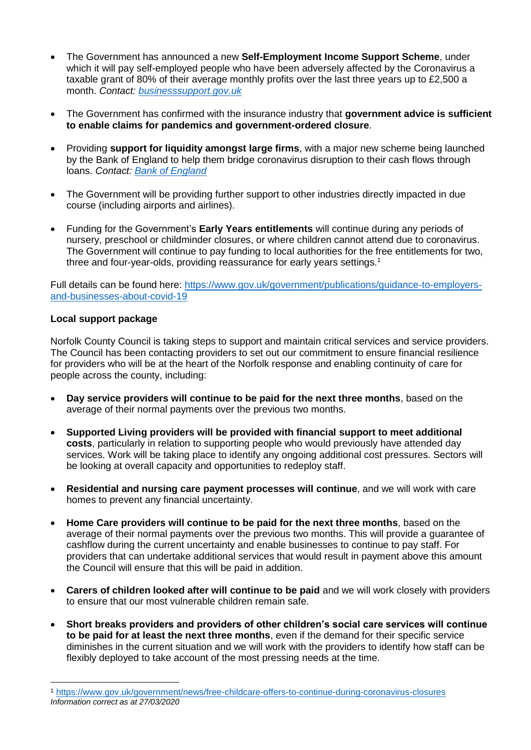- The Government has announced a new **Self-Employment Income Support Scheme**, under which it will pay self-employed people who have been adversely affected by the Coronavirus a taxable grant of 80% of their average monthly profits over the last three years up to £2,500 a month. *Contact: [businesssupport.gov.uk](businesssupport.gov.uk)*

- The Government has confirmed with the insurance industry that **government advice is sufficient to enable claims for pandemics and government-ordered closure**.

- Providing **support for liquidity amongst large firms**, with a major new scheme being launched by the Bank of England to help them bridge coronavirus disruption to their cash flows through loans. *Contact: [Bank of England](Bank of England)*

- The Government will be providing further support to other industries directly impacted in due course (including airports and airlines).

- Funding for the Government's **Early Years entitlements** will continue during any periods of nursery, preschool or childminder closures, or where children cannot attend due to coronavirus. The Government will continue to pay funding to local authorities for the free entitlements for two, three and four-year-olds, providing reassurance for early years settings.[1]

Full details can be found here: https://www.gov.uk/government/publications/guidance-to-employers-and-businesses-about-covid-19

**Local support package**

Norfolk County Council is taking steps to support and maintain critical services and service providers. The Council has been contacting providers to set out our commitment to ensure financial resilience for providers who will be at the heart of the Norfolk response and enabling continuity of care for people across the county, including:

- **Day service providers will continue to be paid for the next three months**, based on the average of their normal payments over the previous two months.

- **Supported Living providers will be provided with financial support to meet additional costs**, particularly in relation to supporting people who would previously have attended day services. Work will be taking place to identify any ongoing additional cost pressures. Sectors will be looking at overall capacity and opportunities to redeploy staff.

- **Residential and nursing care payment processes will continue**, and we will work with care homes to prevent any financial uncertainty.

- **Home Care providers will continue to be paid for the next three months**, based on the average of their normal payments over the previous two months. This will provide a guarantee of cashflow during the current uncertainty and enable businesses to continue to pay staff. For providers that can undertake additional services that would result in payment above this amount the Council will ensure that this will be paid in addition.

- **Carers of children looked after will continue to be paid** and we will work closely with providers to ensure that our most vulnerable children remain safe.

- **Short breaks providers and providers of other children's social care services will continue to be paid for at least the next three months**, even if the demand for their specific service diminishes in the current situation and we will work with the providers to identify how staff can be flexibly deployed to take account of the most pressing needs at the time.

[1] https://www.gov.uk/government/news/free-childcare-offers-to-continue-during-coronavirus-closures

*Information correct as at 27/03/2020*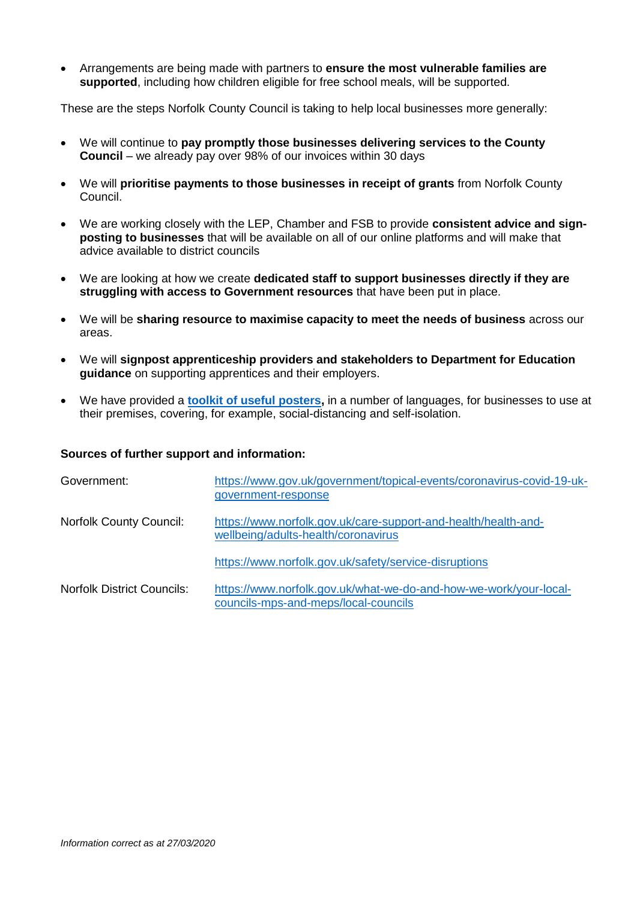- Arrangements are being made with partners to **ensure the most vulnerable families are supported**, including how children eligible for free school meals, will be supported.

These are the steps Norfolk County Council is taking to help local businesses more generally:

- We will continue to **pay promptly those businesses delivering services to the County Council** – we already pay over 98% of our invoices within 30 days

- We will **prioritise payments to those businesses in receipt of grants** from Norfolk County Council.

- We are working closely with the LEP, Chamber and FSB to provide **consistent advice and sign-posting to businesses** that will be available on all of our online platforms and will make that advice available to district councils

- We are looking at how we create **dedicated staff to support businesses directly if they are struggling with access to Government resources** that have been put in place.

- We will be **sharing resource to maximise capacity to meet the needs of business** across our areas.

- We will **signpost apprenticeship providers and stakeholders to Department for Education guidance** on supporting apprentices and their employers.

- We have provided a **toolkit of useful posters,** in a number of languages, for businesses to use at their premises, covering, for example, social-distancing and self-isolation.

**Sources of further support and information:**

| | |
|---|---|
| Government: | https://www.gov.uk/government/topical-events/coronavirus-covid-19-uk-government-response |
| Norfolk County Council: | https://www.norfolk.gov.uk/care-support-and-health/health-and-wellbeing/adults-health/coronavirus |
| | https://www.norfolk.gov.uk/safety/service-disruptions |
| Norfolk District Councils: | https://www.norfolk.gov.uk/what-we-do-and-how-we-work/your-local-councils-mps-and-meps/local-councils |

*Information correct as at 27/03/2020*